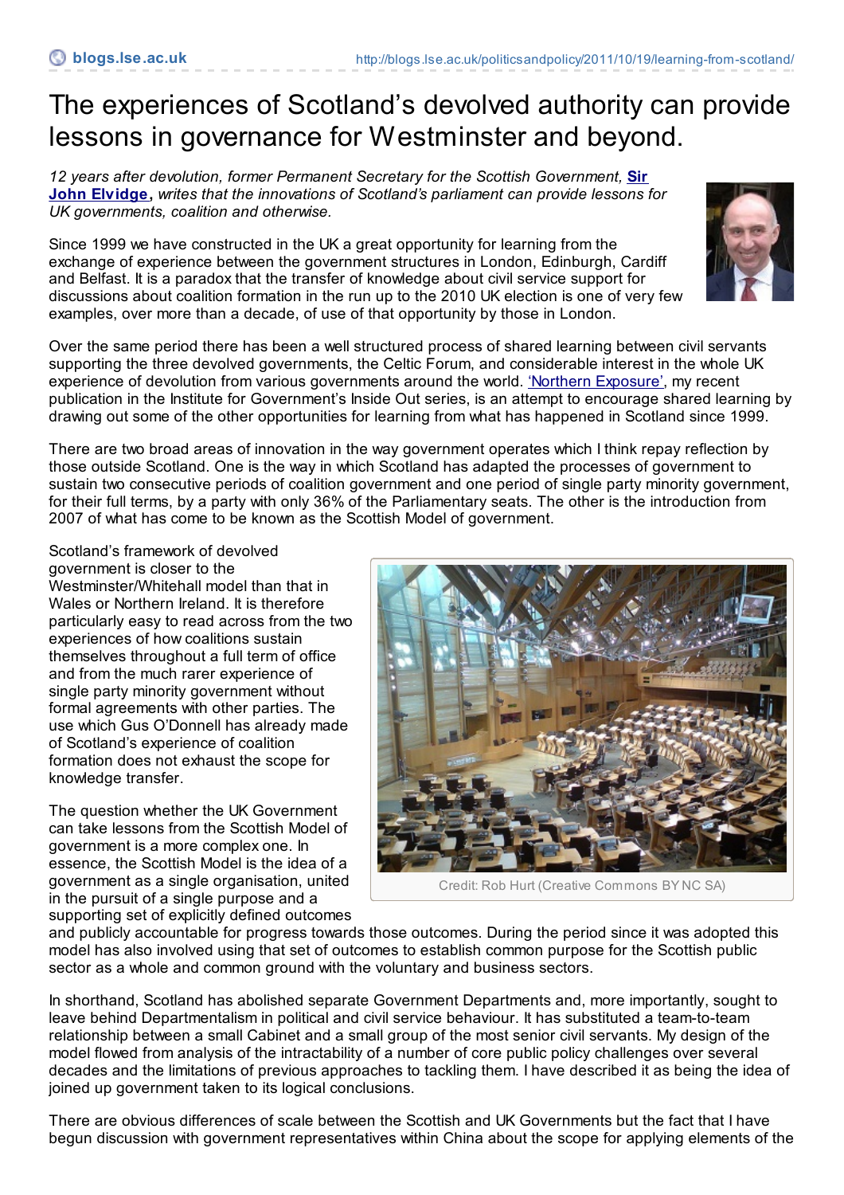# The experiences of Scotland's devolved authority can provide lessons in governance for Westminster and beyond.

*12 years after devolution, former Permanent Secretary for the Scottish Government,* **Sir John Elvidge**, *writes that the innovations of Scotland's parliament can provide lessons for UK governments, coalition and otherwise.*

Since 1999 we have constructed in the UK a great opportunity for learning from the exchange of experience between the government structures in London, Edinburgh, Cardiff and Belfast. It is a paradox that the transfer of knowledge about civil service support for discussions about coalition formation in the run up to the 2010 UK election is one of very few examples, over more than a decade, of use of that opportunity by those in London.

Over the same period there has been a well structured process of shared learning between civil servants supporting the three devolved governments, the Celtic Forum, and considerable interest in the whole UK experience of devolution from various governments around the world. 'Northern Exposure', my recent publication in the Institute for Government's Inside Out series, is an attempt to encourage shared learning by drawing out some of the other opportunities for learning from what has happened in Scotland since 1999.

There are two broad areas of innovation in the way government operates which I think repay reflection by those outside Scotland. One is the way in which Scotland has adapted the processes of government to sustain two consecutive periods of coalition government and one period of single party minority government, for their full terms, by a party with only 36% of the Parliamentary seats. The other is the introduction from 2007 of what has come to be known as the Scottish Model of government.

Scotland's framework of devolved government is closer to the Westminster/Whitehall model than that in Wales or Northern Ireland. It is therefore particularly easy to read across from the two experiences of how coalitions sustain themselves throughout a full term of office and from the much rarer experience of single party minority government without formal agreements with other parties. The use which Gus O'Donnell has already made of Scotland's experience of coalition formation does not exhaust the scope for knowledge transfer.

Credit: Rob Hurt (Creative Commons BY NC SA)

The question whether the UK Government can take lessons from the Scottish Model of government is a more complex one. In essence, the Scottish Model is the idea of a government as a single organisation, united in the pursuit of a single purpose and a supporting set of explicitly defined outcomes and publicly accountable for progress towards those outcomes. During the period since it was adopted this model has also involved using that set of outcomes to establish common purpose for the Scottish public sector as a whole and common ground with the voluntary and business sectors.

In shorthand, Scotland has abolished separate Government Departments and, more importantly, sought to leave behind Departmentalism in political and civil service behaviour. It has substituted a team-to-team relationship between a small Cabinet and a small group of the most senior civil servants. My design of the model flowed from analysis of the intractability of a number of core public policy challenges over several decades and the limitations of previous approaches to tackling them. I have described it as being the idea of joined up government taken to its logical conclusions.

There are obvious differences of scale between the Scottish and UK Governments but the fact that I have begun discussion with government representatives within China about the scope for applying elements of the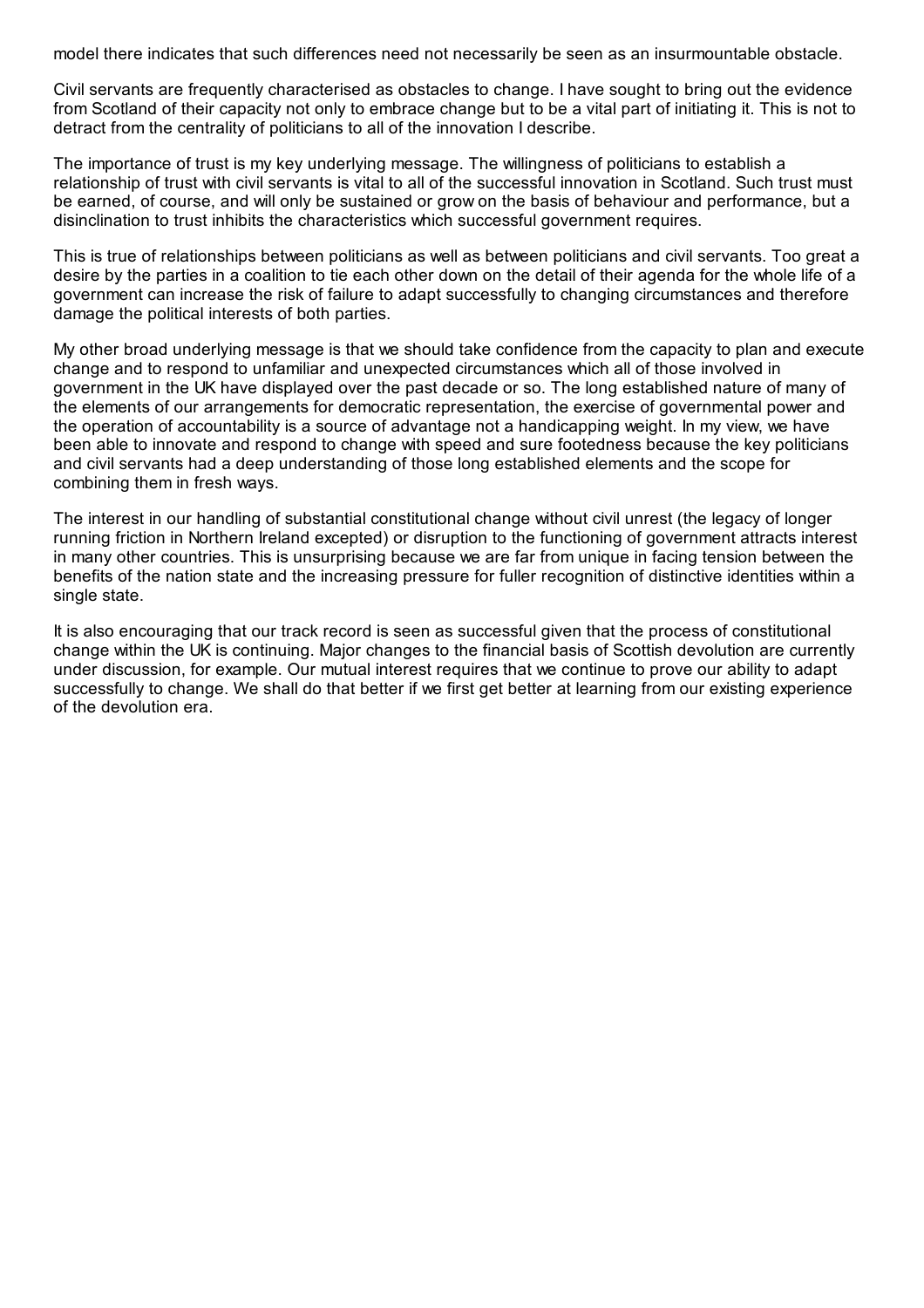model there indicates that such differences need not necessarily be seen as an insurmountable obstacle.

Civil servants are frequently characterised as obstacles to change. I have sought to bring out the evidence from Scotland of their capacity not only to embrace change but to be a vital part of initiating it. This is not to detract from the centrality of politicians to all of the innovation I describe.

The importance of trust is my key underlying message. The willingness of politicians to establish a relationship of trust with civil servants is vital to all of the successful innovation in Scotland. Such trust must be earned, of course, and will only be sustained or grow on the basis of behaviour and performance, but a disinclination to trust inhibits the characteristics which successful government requires.

This is true of relationships between politicians as well as between politicians and civil servants. Too great a desire by the parties in a coalition to tie each other down on the detail of their agenda for the whole life of a government can increase the risk of failure to adapt successfully to changing circumstances and therefore damage the political interests of both parties.

My other broad underlying message is that we should take confidence from the capacity to plan and execute change and to respond to unfamiliar and unexpected circumstances which all of those involved in government in the UK have displayed over the past decade or so. The long established nature of many of the elements of our arrangements for democratic representation, the exercise of governmental power and the operation of accountability is a source of advantage not a handicapping weight. In my view, we have been able to innovate and respond to change with speed and sure footedness because the key politicians and civil servants had a deep understanding of those long established elements and the scope for combining them in fresh ways.

The interest in our handling of substantial constitutional change without civil unrest (the legacy of longer running friction in Northern Ireland excepted) or disruption to the functioning of government attracts interest in many other countries. This is unsurprising because we are far from unique in facing tension between the benefits of the nation state and the increasing pressure for fuller recognition of distinctive identities within a single state.

It is also encouraging that our track record is seen as successful given that the process of constitutional change within the UK is continuing. Major changes to the financial basis of Scottish devolution are currently under discussion, for example. Our mutual interest requires that we continue to prove our ability to adapt successfully to change. We shall do that better if we first get better at learning from our existing experience of the devolution era.